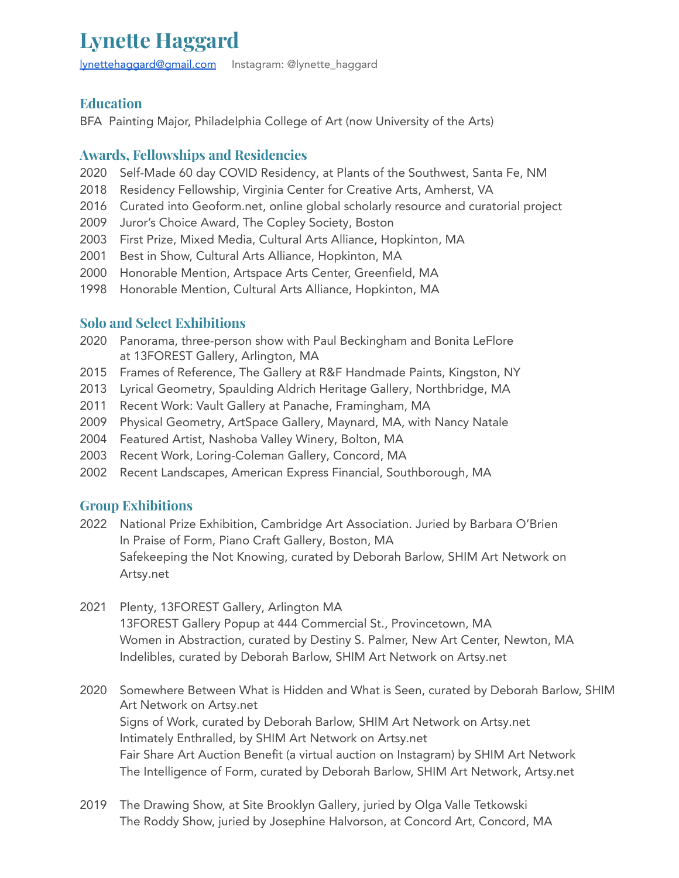# Lynette Haggard

lynettehaggard@gmail.com  Instagram: @lynette_haggard

## Education

BFA Painting Major, Philadelphia College of Art (now University of the Arts)

## Awards, Fellowships and Residencies

2020 Self-Made 60 day COVID Residency, at Plants of the Southwest, Santa Fe, NM
2018 Residency Fellowship, Virginia Center for Creative Arts, Amherst, VA
2016 Curated into Geoform.net, online global scholarly resource and curatorial project
2009 Juror's Choice Award, The Copley Society, Boston
2003 First Prize, Mixed Media, Cultural Arts Alliance, Hopkinton, MA
2001 Best in Show, Cultural Arts Alliance, Hopkinton, MA
2000 Honorable Mention, Artspace Arts Center, Greenfield, MA
1998 Honorable Mention, Cultural Arts Alliance, Hopkinton, MA

## Solo and Select Exhibitions

2020 Panorama, three-person show with Paul Beckingham and Bonita LeFlore at 13FOREST Gallery, Arlington, MA
2015 Frames of Reference, The Gallery at R&F Handmade Paints, Kingston, NY
2013 Lyrical Geometry, Spaulding Aldrich Heritage Gallery, Northbridge, MA
2011 Recent Work: Vault Gallery at Panache, Framingham, MA
2009 Physical Geometry, ArtSpace Gallery, Maynard, MA, with Nancy Natale
2004 Featured Artist, Nashoba Valley Winery, Bolton, MA
2003 Recent Work, Loring-Coleman Gallery, Concord, MA
2002 Recent Landscapes, American Express Financial, Southborough, MA

## Group Exhibitions

2022 National Prize Exhibition, Cambridge Art Association. Juried by Barbara O'Brien
In Praise of Form, Piano Craft Gallery, Boston, MA
Safekeeping the Not Knowing, curated by Deborah Barlow, SHIM Art Network on Artsy.net

2021 Plenty, 13FOREST Gallery, Arlington MA
13FOREST Gallery Popup at 444 Commercial St., Provincetown, MA
Women in Abstraction, curated by Destiny S. Palmer, New Art Center, Newton, MA
Indelibles, curated by Deborah Barlow, SHIM Art Network on Artsy.net

2020 Somewhere Between What is Hidden and What is Seen, curated by Deborah Barlow, SHIM Art Network on Artsy.net
Signs of Work, curated by Deborah Barlow, SHIM Art Network on Artsy.net
Intimately Enthralled, by SHIM Art Network on Artsy.net
Fair Share Art Auction Benefit (a virtual auction on Instagram) by SHIM Art Network
The Intelligence of Form, curated by Deborah Barlow, SHIM Art Network, Artsy.net

2019 The Drawing Show, at Site Brooklyn Gallery, juried by Olga Valle Tetkowski
The Roddy Show, juried by Josephine Halvorson, at Concord Art, Concord, MA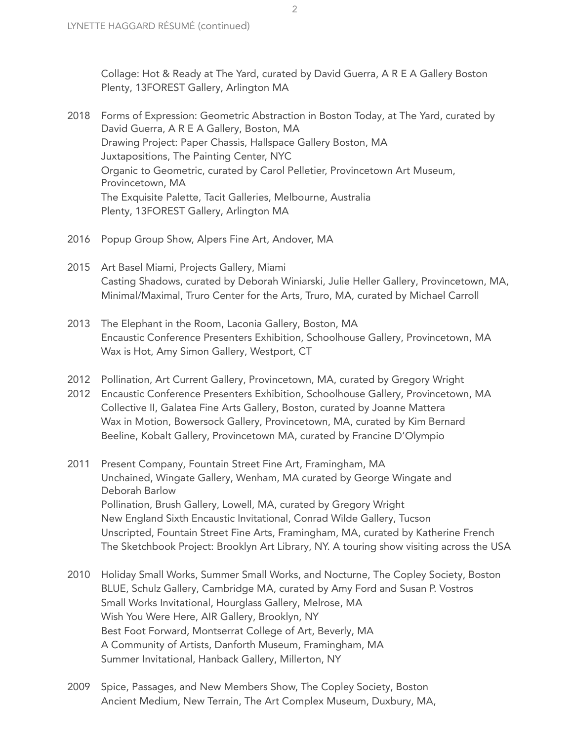Collage: Hot & Ready at The Yard, curated by David Guerra, A R E A Gallery Boston
Plenty, 13FOREST Gallery, Arlington MA

2018 Forms of Expression: Geometric Abstraction in Boston Today, at The Yard, curated by David Guerra, A R E A Gallery, Boston, MA
Drawing Project: Paper Chassis, Hallspace Gallery Boston, MA
Juxtapositions, The Painting Center, NYC
Organic to Geometric, curated by Carol Pelletier, Provincetown Art Museum, Provincetown, MA
The Exquisite Palette, Tacit Galleries, Melbourne, Australia
Plenty, 13FOREST Gallery, Arlington MA

2016 Popup Group Show, Alpers Fine Art, Andover, MA

2015 Art Basel Miami, Projects Gallery, Miami
Casting Shadows, curated by Deborah Winiarski, Julie Heller Gallery, Provincetown, MA,
Minimal/Maximal, Truro Center for the Arts, Truro, MA, curated by Michael Carroll

2013 The Elephant in the Room, Laconia Gallery, Boston, MA
Encaustic Conference Presenters Exhibition, Schoolhouse Gallery, Provincetown, MA
Wax is Hot, Amy Simon Gallery, Westport, CT

2012 Pollination, Art Current Gallery, Provincetown, MA, curated by Gregory Wright

2012 Encaustic Conference Presenters Exhibition, Schoolhouse Gallery, Provincetown, MA
Collective II, Galatea Fine Arts Gallery, Boston, curated by Joanne Mattera
Wax in Motion, Bowersock Gallery, Provincetown, MA, curated by Kim Bernard
Beeline, Kobalt Gallery, Provincetown MA, curated by Francine D'Olympio

2011 Present Company, Fountain Street Fine Art, Framingham, MA
Unchained, Wingate Gallery, Wenham, MA curated by George Wingate and Deborah Barlow
Pollination, Brush Gallery, Lowell, MA, curated by Gregory Wright
New England Sixth Encaustic Invitational, Conrad Wilde Gallery, Tucson
Unscripted, Fountain Street Fine Arts, Framingham, MA, curated by Katherine French
The Sketchbook Project: Brooklyn Art Library, NY. A touring show visiting across the USA

2010 Holiday Small Works, Summer Small Works, and Nocturne, The Copley Society, Boston
BLUE, Schulz Gallery, Cambridge MA, curated by Amy Ford and Susan P. Vostros
Small Works Invitational, Hourglass Gallery, Melrose, MA
Wish You Were Here, AIR Gallery, Brooklyn, NY
Best Foot Forward, Montserrat College of Art, Beverly, MA
A Community of Artists, Danforth Museum, Framingham, MA
Summer Invitational, Hanback Gallery, Millerton, NY

2009 Spice, Passages, and New Members Show, The Copley Society, Boston
Ancient Medium, New Terrain, The Art Complex Museum, Duxbury, MA,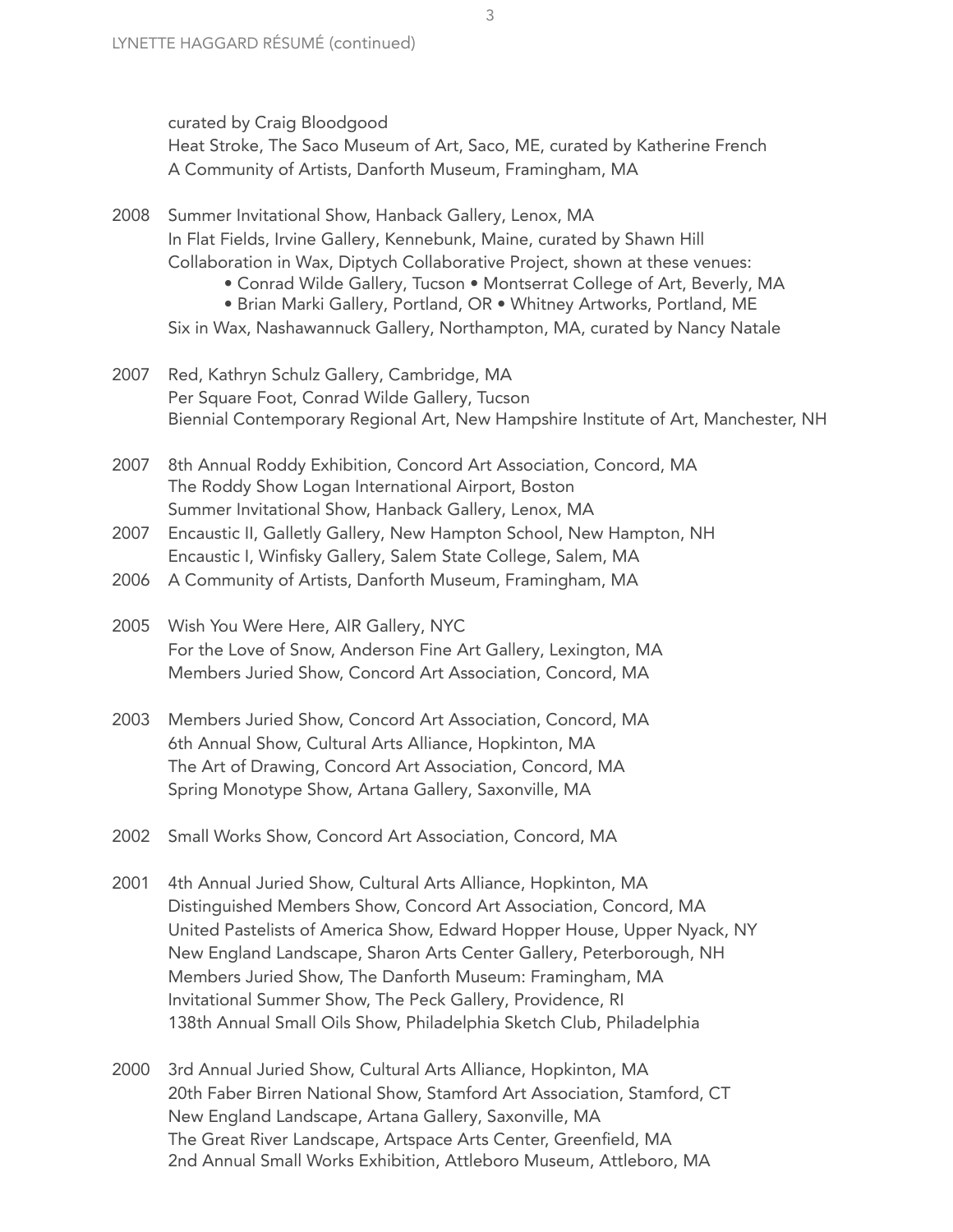curated by Craig Bloodgood
Heat Stroke, The Saco Museum of Art, Saco, ME, curated by Katherine French
A Community of Artists, Danforth Museum, Framingham, MA

2008 Summer Invitational Show, Hanback Gallery, Lenox, MA
In Flat Fields, Irvine Gallery, Kennebunk, Maine, curated by Shawn Hill
Collaboration in Wax, Diptych Collaborative Project, shown at these venues:
- Conrad Wilde Gallery, Tucson • Montserrat College of Art, Beverly, MA
- Brian Marki Gallery, Portland, OR • Whitney Artworks, Portland, ME

Six in Wax, Nashawannuck Gallery, Northampton, MA, curated by Nancy Natale

2007 Red, Kathryn Schulz Gallery, Cambridge, MA
Per Square Foot, Conrad Wilde Gallery, Tucson
Biennial Contemporary Regional Art, New Hampshire Institute of Art, Manchester, NH

2007 8th Annual Roddy Exhibition, Concord Art Association, Concord, MA
The Roddy Show Logan International Airport, Boston
Summer Invitational Show, Hanback Gallery, Lenox, MA

2007 Encaustic II, Galletly Gallery, New Hampton School, New Hampton, NH
Encaustic I, Winfisky Gallery, Salem State College, Salem, MA

2006 A Community of Artists, Danforth Museum, Framingham, MA

2005 Wish You Were Here, AIR Gallery, NYC
For the Love of Snow, Anderson Fine Art Gallery, Lexington, MA
Members Juried Show, Concord Art Association, Concord, MA

2003 Members Juried Show, Concord Art Association, Concord, MA
6th Annual Show, Cultural Arts Alliance, Hopkinton, MA
The Art of Drawing, Concord Art Association, Concord, MA
Spring Monotype Show, Artana Gallery, Saxonville, MA

2002 Small Works Show, Concord Art Association, Concord, MA

2001 4th Annual Juried Show, Cultural Arts Alliance, Hopkinton, MA
Distinguished Members Show, Concord Art Association, Concord, MA
United Pastelists of America Show, Edward Hopper House, Upper Nyack, NY
New England Landscape, Sharon Arts Center Gallery, Peterborough, NH
Members Juried Show, The Danforth Museum: Framingham, MA
Invitational Summer Show, The Peck Gallery, Providence, RI
138th Annual Small Oils Show, Philadelphia Sketch Club, Philadelphia

2000 3rd Annual Juried Show, Cultural Arts Alliance, Hopkinton, MA
20th Faber Birren National Show, Stamford Art Association, Stamford, CT
New England Landscape, Artana Gallery, Saxonville, MA
The Great River Landscape, Artspace Arts Center, Greenfield, MA
2nd Annual Small Works Exhibition, Attleboro Museum, Attleboro, MA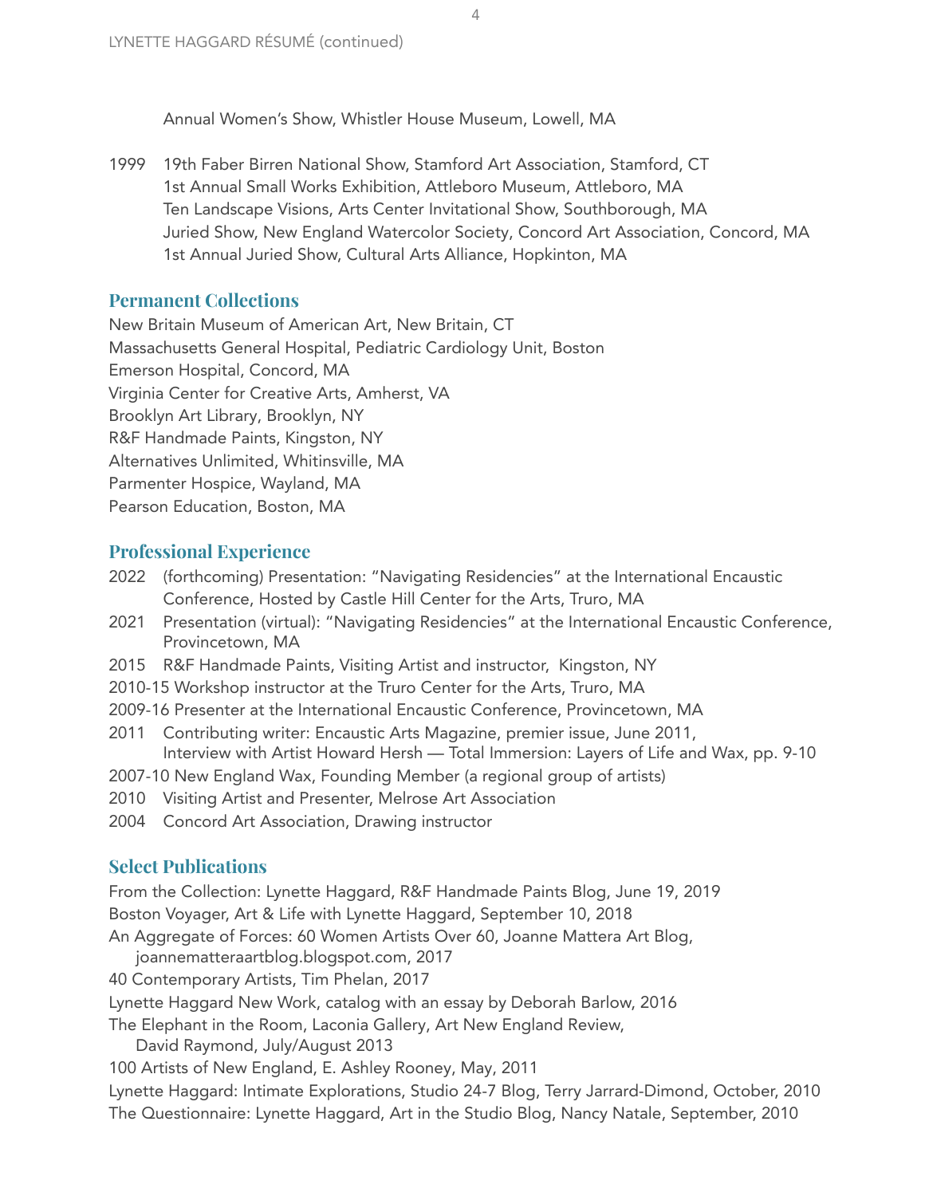Annual Women's Show, Whistler House Museum, Lowell, MA

1999 19th Faber Birren National Show, Stamford Art Association, Stamford, CT
1st Annual Small Works Exhibition, Attleboro Museum, Attleboro, MA
Ten Landscape Visions, Arts Center Invitational Show, Southborough, MA
Juried Show, New England Watercolor Society, Concord Art Association, Concord, MA
1st Annual Juried Show, Cultural Arts Alliance, Hopkinton, MA

## Permanent Collections

New Britain Museum of American Art, New Britain, CT
Massachusetts General Hospital, Pediatric Cardiology Unit, Boston
Emerson Hospital, Concord, MA
Virginia Center for Creative Arts, Amherst, VA
Brooklyn Art Library, Brooklyn, NY
R&F Handmade Paints, Kingston, NY
Alternatives Unlimited, Whitinsville, MA
Parmenter Hospice, Wayland, MA
Pearson Education, Boston, MA

## Professional Experience

2022 (forthcoming) Presentation: "Navigating Residencies" at the International Encaustic Conference, Hosted by Castle Hill Center for the Arts, Truro, MA
2021 Presentation (virtual): "Navigating Residencies" at the International Encaustic Conference, Provincetown, MA
2015 R&F Handmade Paints, Visiting Artist and instructor, Kingston, NY
2010-15 Workshop instructor at the Truro Center for the Arts, Truro, MA
2009-16 Presenter at the International Encaustic Conference, Provincetown, MA
2011 Contributing writer: Encaustic Arts Magazine, premier issue, June 2011, Interview with Artist Howard Hersh — Total Immersion: Layers of Life and Wax, pp. 9-10
2007-10 New England Wax, Founding Member (a regional group of artists)
2010 Visiting Artist and Presenter, Melrose Art Association
2004 Concord Art Association, Drawing instructor

## Select Publications

From the Collection: Lynette Haggard, R&F Handmade Paints Blog, June 19, 2019
Boston Voyager, Art & Life with Lynette Haggard, September 10, 2018
An Aggregate of Forces: 60 Women Artists Over 60, Joanne Mattera Art Blog, joannematteraartblog.blogspot.com, 2017
40 Contemporary Artists, Tim Phelan, 2017
Lynette Haggard New Work, catalog with an essay by Deborah Barlow, 2016
The Elephant in the Room, Laconia Gallery, Art New England Review, David Raymond, July/August 2013
100 Artists of New England, E. Ashley Rooney, May, 2011
Lynette Haggard: Intimate Explorations, Studio 24-7 Blog, Terry Jarrard-Dimond, October, 2010
The Questionnaire: Lynette Haggard, Art in the Studio Blog, Nancy Natale, September, 2010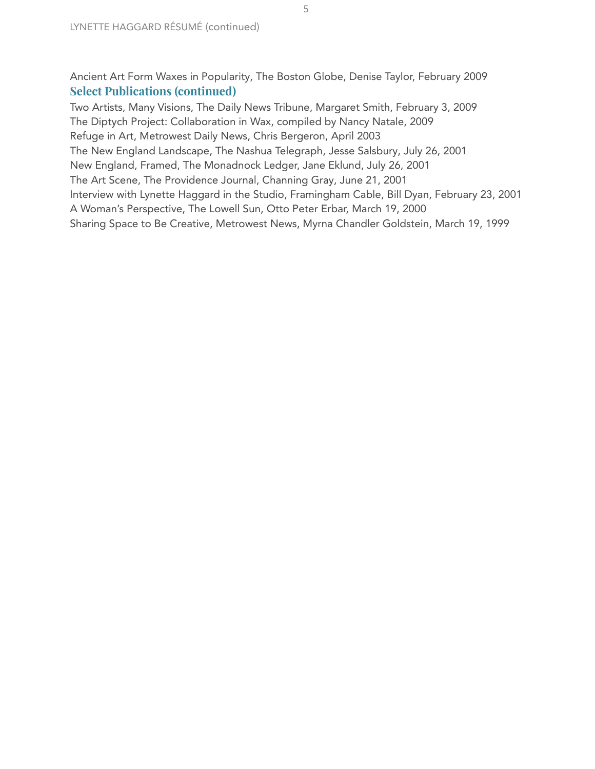Ancient Art Form Waxes in Popularity, The Boston Globe, Denise Taylor, February 2009

## Select Publications (continued)

Two Artists, Many Visions, The Daily News Tribune, Margaret Smith, February 3, 2009
The Diptych Project: Collaboration in Wax, compiled by Nancy Natale, 2009
Refuge in Art, Metrowest Daily News, Chris Bergeron, April 2003
The New England Landscape, The Nashua Telegraph, Jesse Salsbury, July 26, 2001
New England, Framed, The Monadnock Ledger, Jane Eklund, July 26, 2001
The Art Scene, The Providence Journal, Channing Gray, June 21, 2001
Interview with Lynette Haggard in the Studio, Framingham Cable, Bill Dyan, February 23, 2001
A Woman's Perspective, The Lowell Sun, Otto Peter Erbar, March 19, 2000
Sharing Space to Be Creative, Metrowest News, Myrna Chandler Goldstein, March 19, 1999